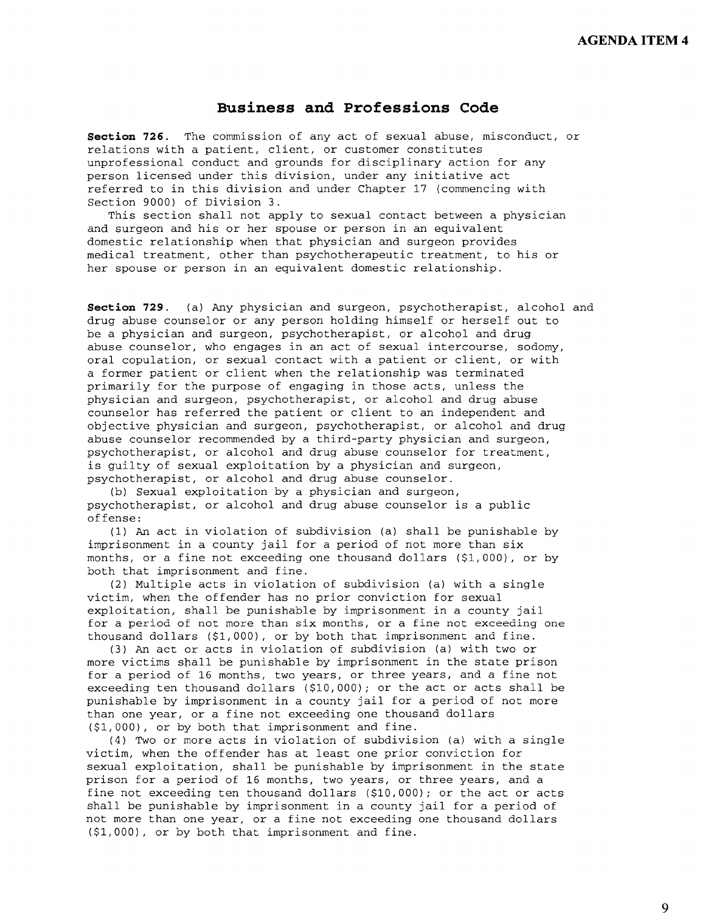**AGENDA ITEM 4**

## Business and Professions Code

**Section 726.** The commission of any act of sexual abuse, misconduct, or relations with a patient, client, or customer constitutes unprofessional conduct and grounds for disciplinary action for any person licensed under this division, under any initiative act referred to in this division and under Chapter 17 (commencing with Section 9000) of Division 3.

This section shall not apply to sexual contact between a physician and surgeon and his or her spouse or person in an equivalent domestic relationship when that physician and surgeon provides medical treatment, other than psychotherapeutic treatment, to his or her spouse or person in an equivalent domestic relationship.

**Section 729.** (a) Any physician and surgeon, psychotherapist, alcohol and drug abuse counselor or any person holding himself or herself out to be a physician and surgeon, psychotherapist, or alcohol and drug abuse counselor, who engages in an act of sexual intercourse, sodomy, oral copulation, or sexual contact with a patient or client, or with a former patient or client when the relationship was terminated primarily for the purpose of engaging in those acts, unless the physician and surgeon, psychotherapist, or alcohol and drug abuse counselor has referred the patient or client to an independent and objective physician and surgeon, psychotherapist, or alcohol and drug abuse counselor recommended by a third-party physician and surgeon, psychotherapist, or alcohol and drug abuse counselor for treatment, is guilty of sexual exploitation by a physician and surgeon, psychotherapist, or alcohol and drug abuse counselor.

(b) Sexual exploitation by a physician and surgeon, psychotherapist, or alcohol and drug abuse counselor is a public offense:

(1) An act in violation of subdivision (a) shall be punishable by imprisonment in a county jail for a period of not more than six months, or a fine not exceeding one thousand dollars ($1,000), or by both that imprisonment and fine.

(2) Multiple acts in violation of subdivision (a) with a single victim, when the offender has no prior conviction for sexual exploitation, shall be punishable by imprisonment in a county jail for a period of not more than six months, or a fine not exceeding one thousand dollars ($1,000), or by both that imprisonment and fine.

(3) An act or acts in violation of subdivision (a) with two or more victims shall be punishable by imprisonment in the state prison for a period of 16 months, two years, or three years, and a fine not exceeding ten thousand dollars ($10,000); or the act or acts shall be punishable by imprisonment in a county jail for a period of not more than one year, or a fine not exceeding one thousand dollars ($1,000), or by both that imprisonment and fine.

(4) Two or more acts in violation of subdivision (a) with a single victim, when the offender has at least one prior conviction for sexual exploitation, shall be punishable by imprisonment in the state prison for a period of 16 months, two years, or three years, and a fine not exceeding ten thousand dollars ($10,000); or the act or acts shall be punishable by imprisonment in a county jail for a period of not more than one year, or a fine not exceeding one thousand dollars ($1,000), or by both that imprisonment and fine.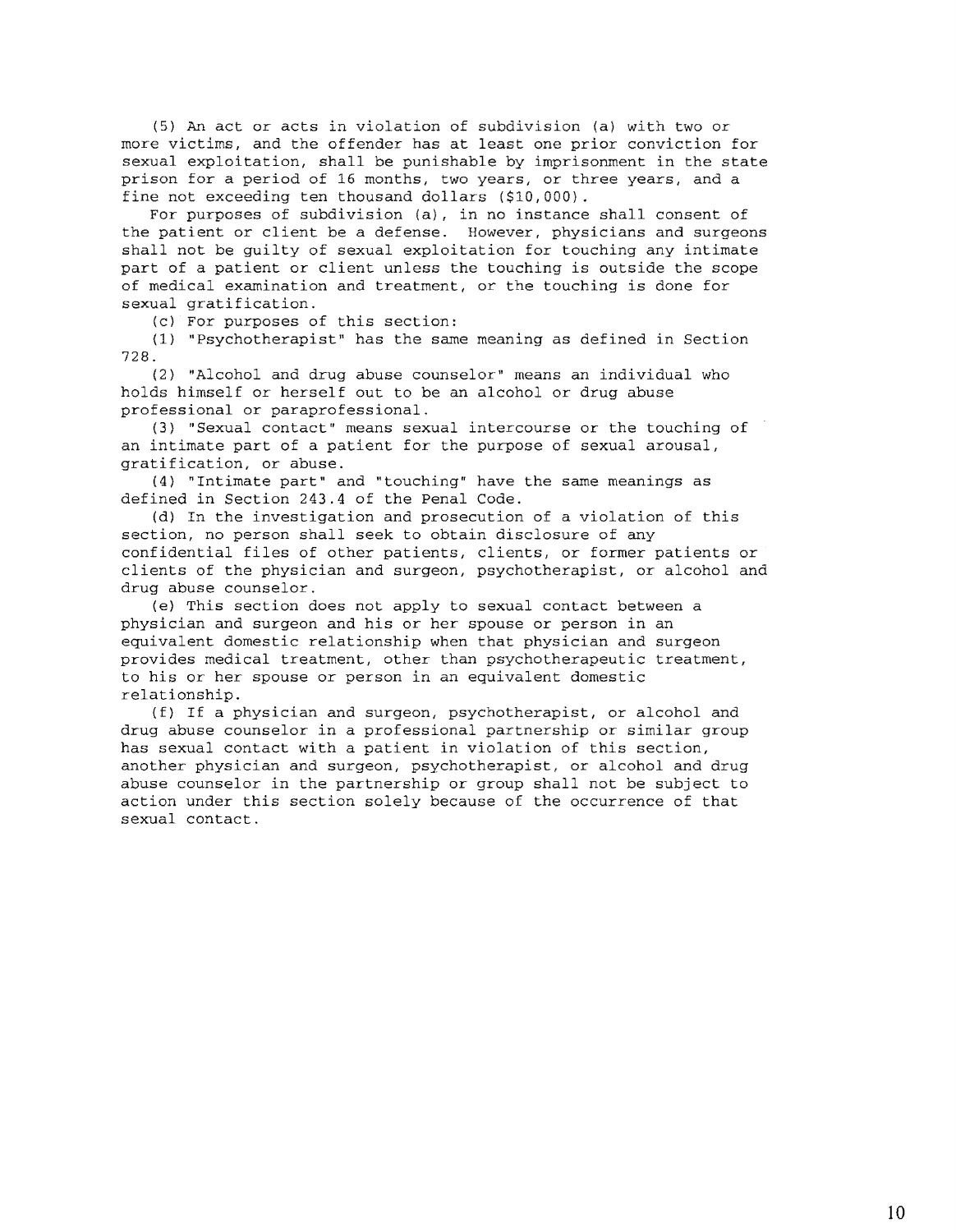(5) An act or acts in violation of subdivision (a) with two or more victims, and the offender has at least one prior conviction for sexual exploitation, shall be punishable by imprisonment in the state prison for a period of 16 months, two years, or three years, and a fine not exceeding ten thousand dollars ($10,000).

For purposes of subdivision (a), in no instance shall consent of the patient or client be a defense. However, physicians and surgeons shall not be guilty of sexual exploitation for touching any intimate part of a patient or client unless the touching is outside the scope of medical examination and treatment, or the touching is done for sexual gratification.

(c) For purposes of this section:

(1) "Psychotherapist" has the same meaning as defined in Section 728.

(2) "Alcohol and drug abuse counselor" means an individual who holds himself or herself out to be an alcohol or drug abuse professional or paraprofessional.

(3) "Sexual contact" means sexual intercourse or the touching of an intimate part of a patient for the purpose of sexual arousal, gratification, or abuse.

(4) "Intimate part" and "touching" have the same meanings as defined in Section 243.4 of the Penal Code.

(d) In the investigation and prosecution of a violation of this section, no person shall seek to obtain disclosure of any confidential files of other patients, clients, or former patients or clients of the physician and surgeon, psychotherapist, or alcohol and drug abuse counselor.

(e) This section does not apply to sexual contact between a physician and surgeon and his or her spouse or person in an equivalent domestic relationship when that physician and surgeon provides medical treatment, other than psychotherapeutic treatment, to his or her spouse or person in an equivalent domestic relationship.

(f) If a physician and surgeon, psychotherapist, or alcohol and drug abuse counselor in a professional partnership or similar group has sexual contact with a patient in violation of this section, another physician and surgeon, psychotherapist, or alcohol and drug abuse counselor in the partnership or group shall not be subject to action under this section solely because of the occurrence of that sexual contact.